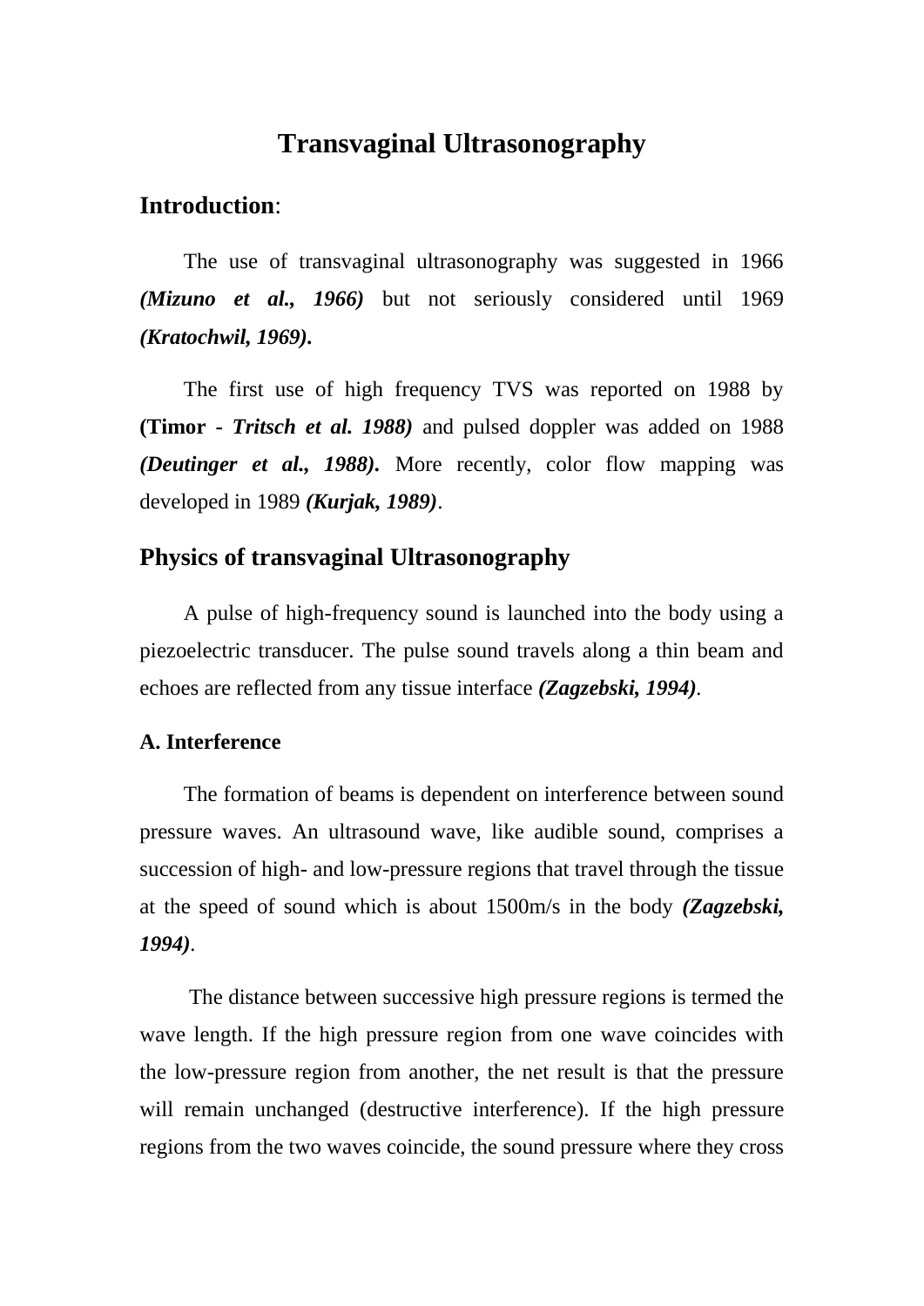# Transvaginal Ultrasonography

## Introduction:

The use of transvaginal ultrasonography was suggested in 1966 ***(Mizuno et al., 1966)*** but not seriously considered until 1969 ***(Kratochwil, 1969).***

The first use of high frequency TVS was reported on 1988 by **(Timor - *Tritsch et al. 1988)*** and pulsed doppler was added on 1988 ***(Deutinger et al., 1988).*** More recently, color flow mapping was developed in 1989 ***(Kurjak, 1989)***.

## Physics of transvaginal Ultrasonography

A pulse of high-frequency sound is launched into the body using a piezoelectric transducer. The pulse sound travels along a thin beam and echoes are reflected from any tissue interface ***(Zagzebski, 1994)***.

### A. Interference

The formation of beams is dependent on interference between sound pressure waves. An ultrasound wave, like audible sound, comprises a succession of high- and low-pressure regions that travel through the tissue at the speed of sound which is about 1500m/s in the body ***(Zagzebski, 1994)***.

The distance between successive high pressure regions is termed the wave length. If the high pressure region from one wave coincides with the low-pressure region from another, the net result is that the pressure will remain unchanged (destructive interference). If the high pressure regions from the two waves coincide, the sound pressure where they cross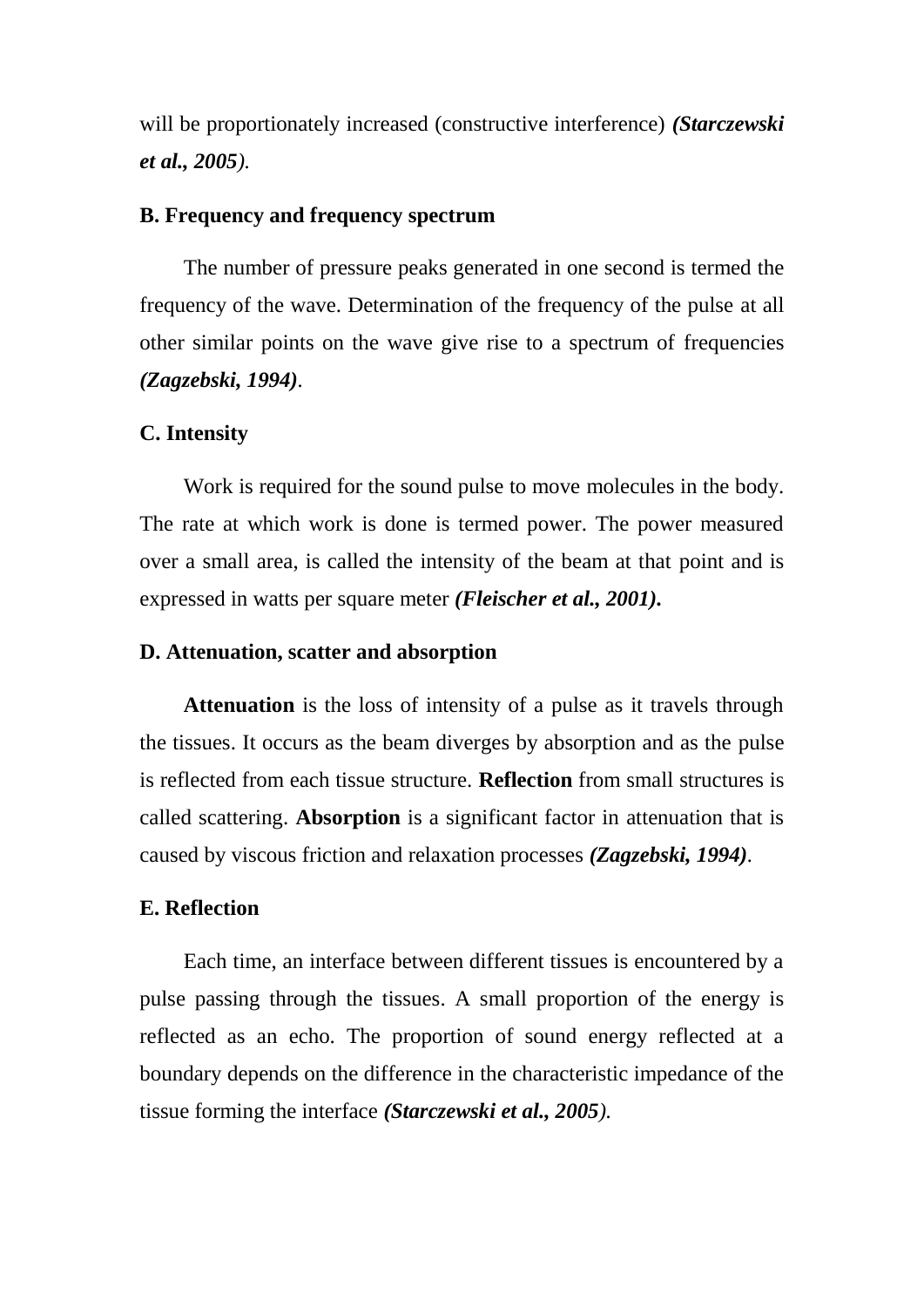will be proportionately increased (constructive interference) ***(Starczewski et al., 2005)***.

**B. Frequency and frequency spectrum**

The number of pressure peaks generated in one second is termed the frequency of the wave. Determination of the frequency of the pulse at all other similar points on the wave give rise to a spectrum of frequencies ***(Zagzebski, 1994)***.

**C. Intensity**

Work is required for the sound pulse to move molecules in the body. The rate at which work is done is termed power. The power measured over a small area, is called the intensity of the beam at that point and is expressed in watts per square meter ***(Fleischer et al., 2001)*.**

**D. Attenuation, scatter and absorption**

**Attenuation** is the loss of intensity of a pulse as it travels through the tissues. It occurs as the beam diverges by absorption and as the pulse is reflected from each tissue structure. **Reflection** from small structures is called scattering. **Absorption** is a significant factor in attenuation that is caused by viscous friction and relaxation processes ***(Zagzebski, 1994)***.

**E. Reflection**

Each time, an interface between different tissues is encountered by a pulse passing through the tissues. A small proportion of the energy is reflected as an echo. The proportion of sound energy reflected at a boundary depends on the difference in the characteristic impedance of the tissue forming the interface ***(Starczewski et al., 2005)***.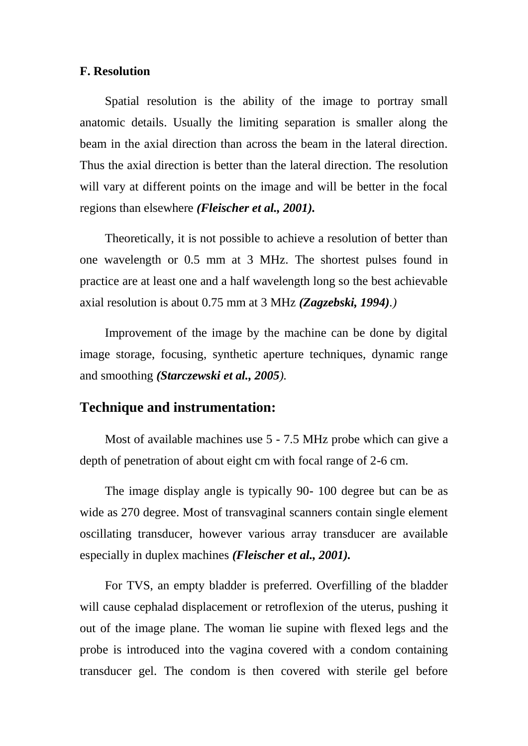**F. Resolution**

Spatial resolution is the ability of the image to portray small anatomic details. Usually the limiting separation is smaller along the beam in the axial direction than across the beam in the lateral direction. Thus the axial direction is better than the lateral direction. The resolution will vary at different points on the image and will be better in the focal regions than elsewhere ***(Fleischer et al., 2001).***

Theoretically, it is not possible to achieve a resolution of better than one wavelength or 0.5 mm at 3 MHz. The shortest pulses found in practice are at least one and a half wavelength long so the best achievable axial resolution is about 0.75 mm at 3 MHz ***(Zagzebski, 1994)****.)*

Improvement of the image by the machine can be done by digital image storage, focusing, synthetic aperture techniques, dynamic range and smoothing ***(Starczewski et al., 2005****).*

## Technique and instrumentation:

Most of available machines use 5 - 7.5 MHz probe which can give a depth of penetration of about eight cm with focal range of 2-6 cm.

The image display angle is typically 90- 100 degree but can be as wide as 270 degree. Most of transvaginal scanners contain single element oscillating transducer, however various array transducer are available especially in duplex machines ***(Fleischer et al., 2001).***

For TVS, an empty bladder is preferred. Overfilling of the bladder will cause cephalad displacement or retroflexion of the uterus, pushing it out of the image plane. The woman lie supine with flexed legs and the probe is introduced into the vagina covered with a condom containing transducer gel. The condom is then covered with sterile gel before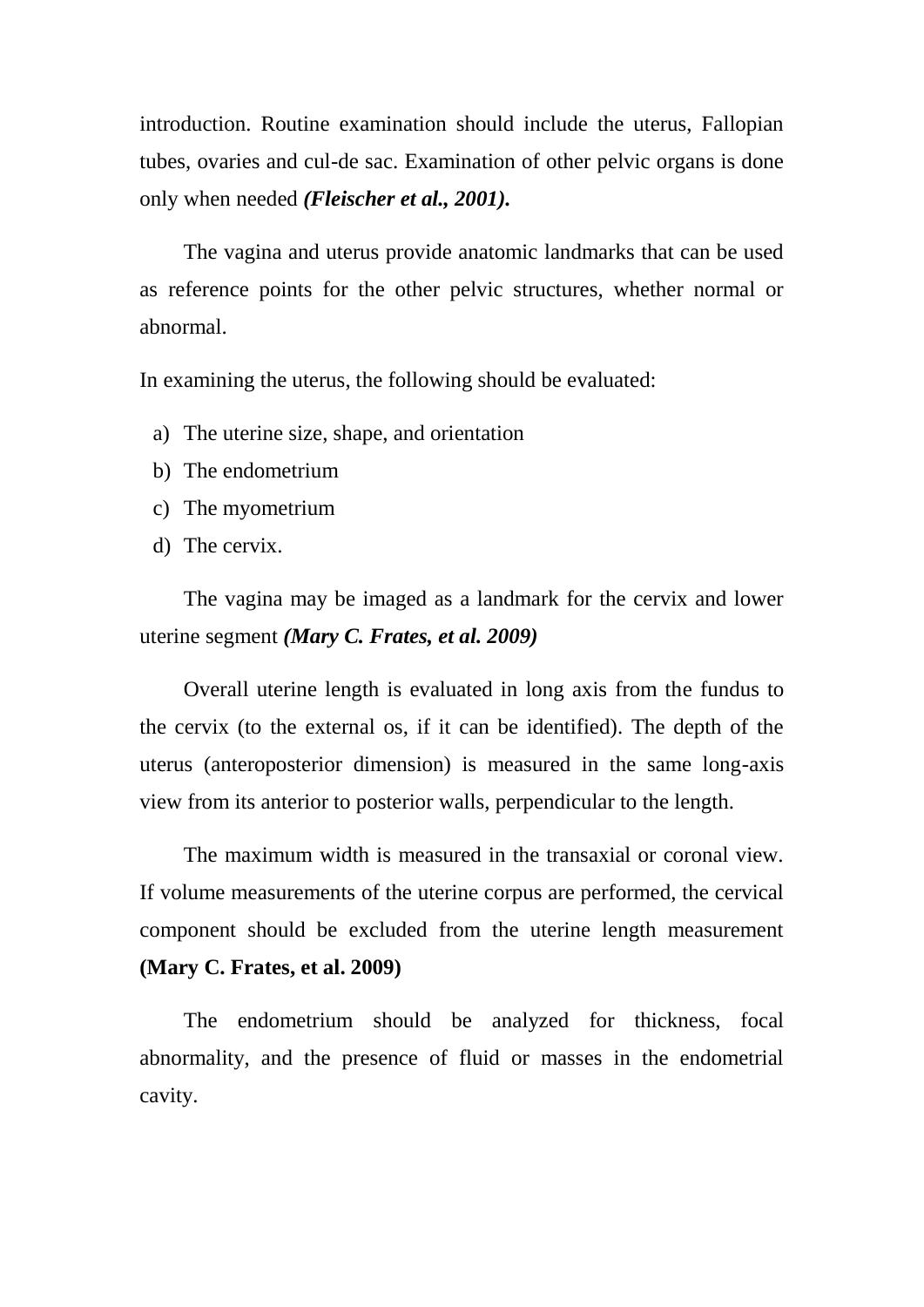introduction. Routine examination should include the uterus, Fallopian tubes, ovaries and cul-de sac. Examination of other pelvic organs is done only when needed ***(Fleischer et al., 2001).***

The vagina and uterus provide anatomic landmarks that can be used as reference points for the other pelvic structures, whether normal or abnormal.

In examining the uterus, the following should be evaluated:

a) The uterine size, shape, and orientation
b) The endometrium
c) The myometrium
d) The cervix.

The vagina may be imaged as a landmark for the cervix and lower uterine segment ***(Mary C. Frates, et al. 2009)***

Overall uterine length is evaluated in long axis from the fundus to the cervix (to the external os, if it can be identified). The depth of the uterus (anteroposterior dimension) is measured in the same long-axis view from its anterior to posterior walls, perpendicular to the length.

The maximum width is measured in the transaxial or coronal view. If volume measurements of the uterine corpus are performed, the cervical component should be excluded from the uterine length measurement **(Mary C. Frates, et al. 2009)**

The endometrium should be analyzed for thickness, focal abnormality, and the presence of fluid or masses in the endometrial cavity.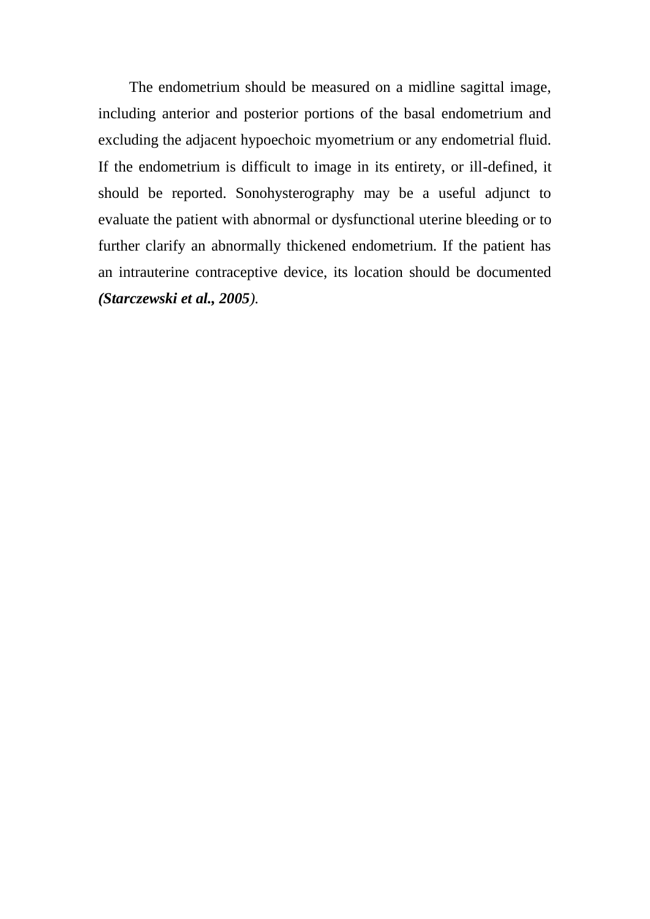The endometrium should be measured on a midline sagittal image, including anterior and posterior portions of the basal endometrium and excluding the adjacent hypoechoic myometrium or any endometrial fluid. If the endometrium is difficult to image in its entirety, or ill-defined, it should be reported. Sonohysterography may be a useful adjunct to evaluate the patient with abnormal or dysfunctional uterine bleeding or to further clarify an abnormally thickened endometrium. If the patient has an intrauterine contraceptive device, its location should be documented ***(Starczewski et al., 2005****)*.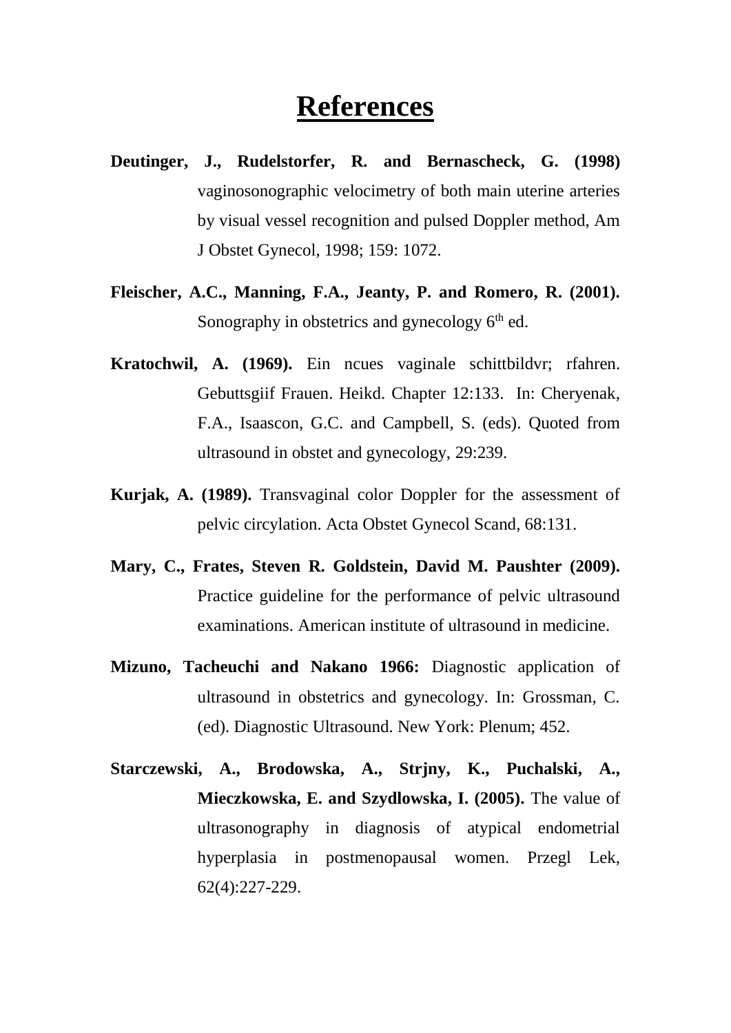# References

**Deutinger, J., Rudelstorfer, R. and Bernascheck, G. (1998)** vaginosonographic velocimetry of both main uterine arteries by visual vessel recognition and pulsed Doppler method, Am J Obstet Gynecol, 1998; 159: 1072.

**Fleischer, A.C., Manning, F.A., Jeanty, P. and Romero, R. (2001).** Sonography in obstetrics and gynecology 6th ed.

**Kratochwil, A. (1969).** Ein ncues vaginale schittbildvr; rfahren. Gebuttsgiif Frauen. Heikd. Chapter 12:133. In: Cheryenak, F.A., Isaascon, G.C. and Campbell, S. (eds). Quoted from ultrasound in obstet and gynecology, 29:239.

**Kurjak, A. (1989).** Transvaginal color Doppler for the assessment of pelvic circylation. Acta Obstet Gynecol Scand, 68:131.

**Mary, C., Frates, Steven R. Goldstein, David M. Paushter (2009).** Practice guideline for the performance of pelvic ultrasound examinations. American institute of ultrasound in medicine.

**Mizuno, Tacheuchi and Nakano 1966:** Diagnostic application of ultrasound in obstetrics and gynecology. In: Grossman, C. (ed). Diagnostic Ultrasound. New York: Plenum; 452.

**Starczewski, A., Brodowska, A., Strjny, K., Puchalski, A., Mieczkowska, E. and Szydlowska, I. (2005).** The value of ultrasonography in diagnosis of atypical endometrial hyperplasia in postmenopausal women. Przegl Lek, 62(4):227-229.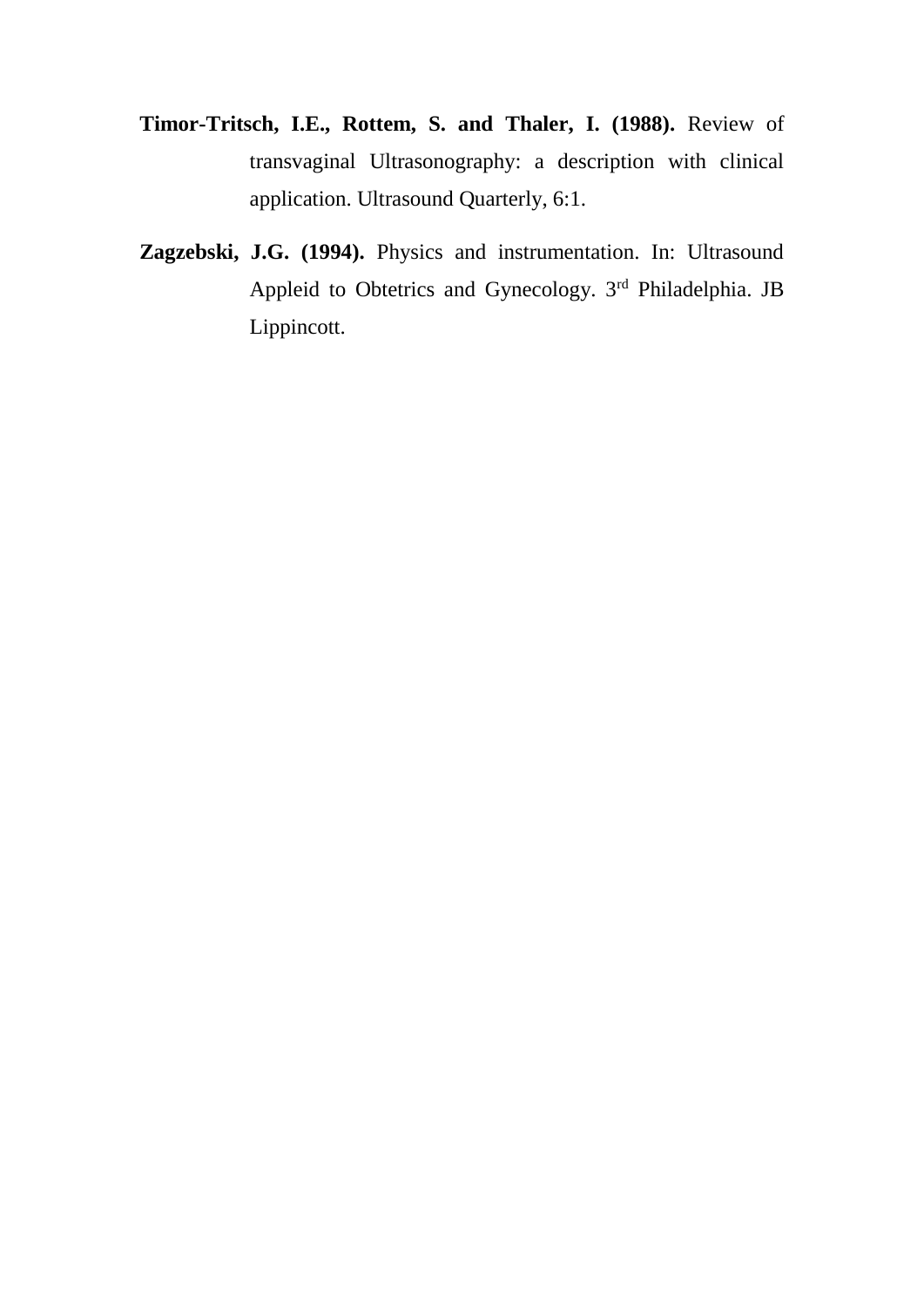**Timor-Tritsch, I.E., Rottem, S. and Thaler, I. (1988).** Review of transvaginal Ultrasonography: a description with clinical application. Ultrasound Quarterly, 6:1.

**Zagzebski, J.G. (1994).** Physics and instrumentation. In: Ultrasound Appleid to Obtetrics and Gynecology. 3rd Philadelphia. JB Lippincott.